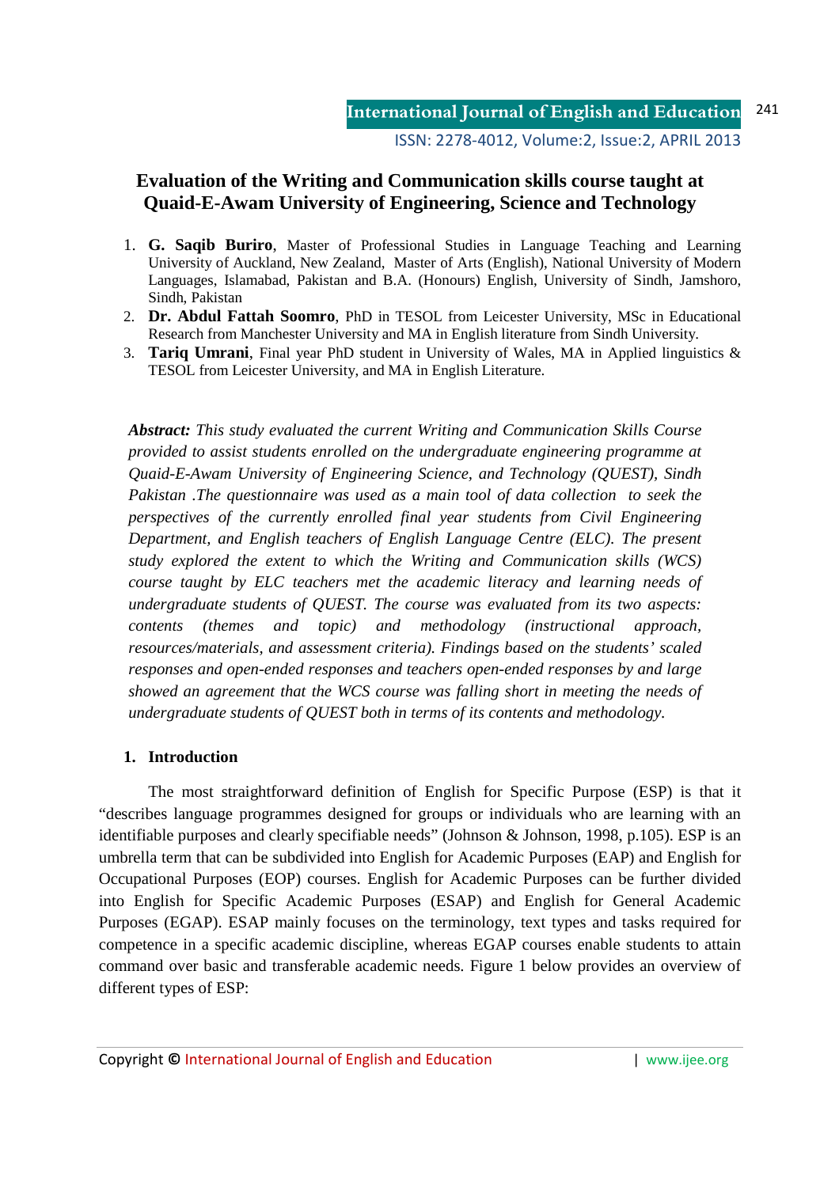# Evaluation of the Writing and Communication skills course taught at Quaid-E-Awam University of Engineering, Science and Technology

1. **G. Saqib Buriro**, Master of Professional Studies in Language Teaching and Learning University of Auckland, New Zealand, Master of Arts (English), National University of Modern Languages, Islamabad, Pakistan and B.A. (Honours) English, University of Sindh, Jamshoro, Sindh, Pakistan
2. **Dr. Abdul Fattah Soomro**, PhD in TESOL from Leicester University, MSc in Educational Research from Manchester University and MA in English literature from Sindh University.
3. **Tariq Umrani**, Final year PhD student in University of Wales, MA in Applied linguistics & TESOL from Leicester University, and MA in English Literature.

***Abstract:*** *This study evaluated the current Writing and Communication Skills Course provided to assist students enrolled on the undergraduate engineering programme at Quaid-E-Awam University of Engineering Science, and Technology (QUEST), Sindh Pakistan .The questionnaire was used as a main tool of data collection to seek the perspectives of the currently enrolled final year students from Civil Engineering Department, and English teachers of English Language Centre (ELC). The present study explored the extent to which the Writing and Communication skills (WCS) course taught by ELC teachers met the academic literacy and learning needs of undergraduate students of QUEST. The course was evaluated from its two aspects: contents (themes and topic) and methodology (instructional approach, resources/materials, and assessment criteria). Findings based on the students' scaled responses and open-ended responses and teachers open-ended responses by and large showed an agreement that the WCS course was falling short in meeting the needs of undergraduate students of QUEST both in terms of its contents and methodology.*

## 1. Introduction

The most straightforward definition of English for Specific Purpose (ESP) is that it "describes language programmes designed for groups or individuals who are learning with an identifiable purposes and clearly specifiable needs" (Johnson & Johnson, 1998, p.105). ESP is an umbrella term that can be subdivided into English for Academic Purposes (EAP) and English for Occupational Purposes (EOP) courses. English for Academic Purposes can be further divided into English for Specific Academic Purposes (ESAP) and English for General Academic Purposes (EGAP). ESAP mainly focuses on the terminology, text types and tasks required for competence in a specific academic discipline, whereas EGAP courses enable students to attain command over basic and transferable academic needs. Figure 1 below provides an overview of different types of ESP: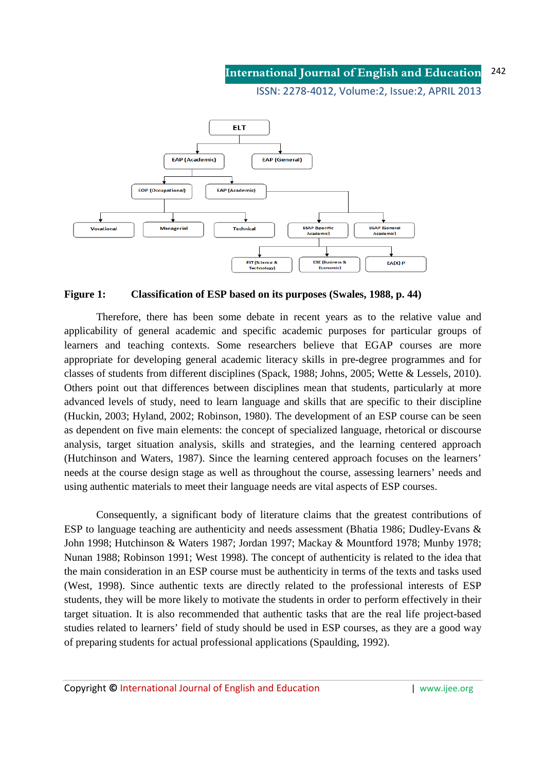**Figure 1: Classification of ESP based on its purposes (Swales, 1988, p. 44)**

Therefore, there has been some debate in recent years as to the relative value and applicability of general academic and specific academic purposes for particular groups of learners and teaching contexts. Some researchers believe that EGAP courses are more appropriate for developing general academic literacy skills in pre-degree programmes and for classes of students from different disciplines (Spack, 1988; Johns, 2005; Wette & Lessels, 2010). Others point out that differences between disciplines mean that students, particularly at more advanced levels of study, need to learn language and skills that are specific to their discipline (Huckin, 2003; Hyland, 2002; Robinson, 1980). The development of an ESP course can be seen as dependent on five main elements: the concept of specialized language, rhetorical or discourse analysis, target situation analysis, skills and strategies, and the learning centered approach (Hutchinson and Waters, 1987). Since the learning centered approach focuses on the learners' needs at the course design stage as well as throughout the course, assessing learners' needs and using authentic materials to meet their language needs are vital aspects of ESP courses.

Consequently, a significant body of literature claims that the greatest contributions of ESP to language teaching are authenticity and needs assessment (Bhatia 1986; Dudley-Evans & John 1998; Hutchinson & Waters 1987; Jordan 1997; Mackay & Mountford 1978; Munby 1978; Nunan 1988; Robinson 1991; West 1998). The concept of authenticity is related to the idea that the main consideration in an ESP course must be authenticity in terms of the texts and tasks used (West, 1998). Since authentic texts are directly related to the professional interests of ESP students, they will be more likely to motivate the students in order to perform effectively in their target situation. It is also recommended that authentic tasks that are the real life project-based studies related to learners' field of study should be used in ESP courses, as they are a good way of preparing students for actual professional applications (Spaulding, 1992).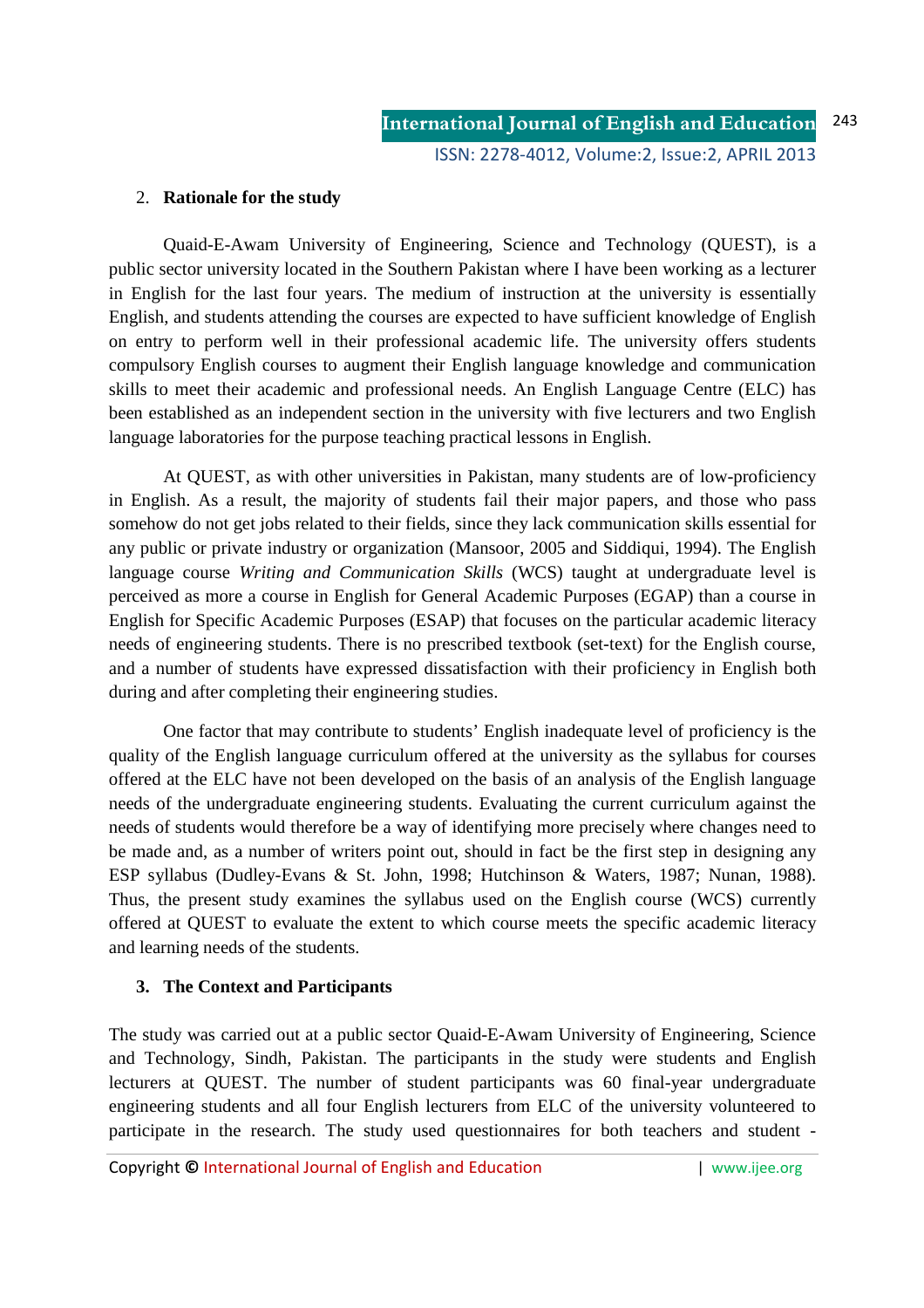## 2. Rationale for the study

Quaid-E-Awam University of Engineering, Science and Technology (QUEST), is a public sector university located in the Southern Pakistan where I have been working as a lecturer in English for the last four years. The medium of instruction at the university is essentially English, and students attending the courses are expected to have sufficient knowledge of English on entry to perform well in their professional academic life. The university offers students compulsory English courses to augment their English language knowledge and communication skills to meet their academic and professional needs. An English Language Centre (ELC) has been established as an independent section in the university with five lecturers and two English language laboratories for the purpose teaching practical lessons in English.

At QUEST, as with other universities in Pakistan, many students are of low-proficiency in English. As a result, the majority of students fail their major papers, and those who pass somehow do not get jobs related to their fields, since they lack communication skills essential for any public or private industry or organization (Mansoor, 2005 and Siddiqui, 1994). The English language course *Writing and Communication Skills* (WCS) taught at undergraduate level is perceived as more a course in English for General Academic Purposes (EGAP) than a course in English for Specific Academic Purposes (ESAP) that focuses on the particular academic literacy needs of engineering students. There is no prescribed textbook (set-text) for the English course, and a number of students have expressed dissatisfaction with their proficiency in English both during and after completing their engineering studies.

One factor that may contribute to students' English inadequate level of proficiency is the quality of the English language curriculum offered at the university as the syllabus for courses offered at the ELC have not been developed on the basis of an analysis of the English language needs of the undergraduate engineering students. Evaluating the current curriculum against the needs of students would therefore be a way of identifying more precisely where changes need to be made and, as a number of writers point out, should in fact be the first step in designing any ESP syllabus (Dudley-Evans & St. John, 1998; Hutchinson & Waters, 1987; Nunan, 1988). Thus, the present study examines the syllabus used on the English course (WCS) currently offered at QUEST to evaluate the extent to which course meets the specific academic literacy and learning needs of the students.

## 3. The Context and Participants

The study was carried out at a public sector Quaid-E-Awam University of Engineering, Science and Technology, Sindh, Pakistan. The participants in the study were students and English lecturers at QUEST. The number of student participants was 60 final-year undergraduate engineering students and all four English lecturers from ELC of the university volunteered to participate in the research. The study used questionnaires for both teachers and student -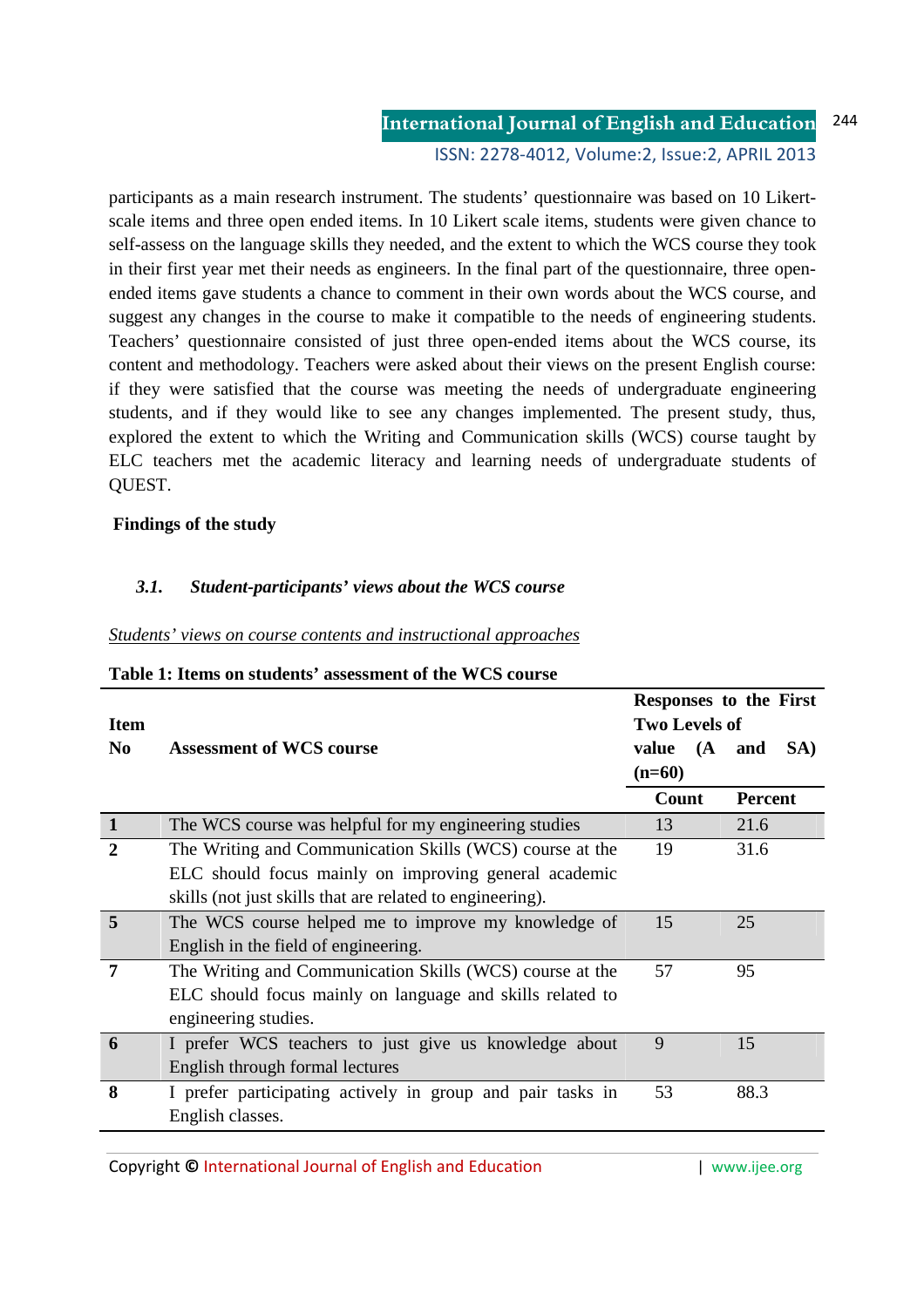participants as a main research instrument. The students' questionnaire was based on 10 Likert-scale items and three open ended items. In 10 Likert scale items, students were given chance to self-assess on the language skills they needed, and the extent to which the WCS course they took in their first year met their needs as engineers. In the final part of the questionnaire, three open-ended items gave students a chance to comment in their own words about the WCS course, and suggest any changes in the course to make it compatible to the needs of engineering students. Teachers' questionnaire consisted of just three open-ended items about the WCS course, its content and methodology. Teachers were asked about their views on the present English course: if they were satisfied that the course was meeting the needs of undergraduate engineering students, and if they would like to see any changes implemented. The present study, thus, explored the extent to which the Writing and Communication skills (WCS) course taught by ELC teachers met the academic literacy and learning needs of undergraduate students of QUEST.

**Findings of the study**

### *3.1. Student-participants' views about the WCS course*

<u>*Students' views on course contents and instructional approaches*</u>

**Table 1: Items on students' assessment of the WCS course**

| Item No | Assessment of WCS course | Responses to the First Two Levels of value (A and SA) (n=60) | |
|---|---|---|---|
| | | Count | Percent |
| 1 | The WCS course was helpful for my engineering studies | 13 | 21.6 |
| 2 | The Writing and Communication Skills (WCS) course at the ELC should focus mainly on improving general academic skills (not just skills that are related to engineering). | 19 | 31.6 |
| 5 | The WCS course helped me to improve my knowledge of English in the field of engineering. | 15 | 25 |
| 7 | The Writing and Communication Skills (WCS) course at the ELC should focus mainly on language and skills related to engineering studies. | 57 | 95 |
| 6 | I prefer WCS teachers to just give us knowledge about English through formal lectures | 9 | 15 |
| 8 | I prefer participating actively in group and pair tasks in English classes. | 53 | 88.3 |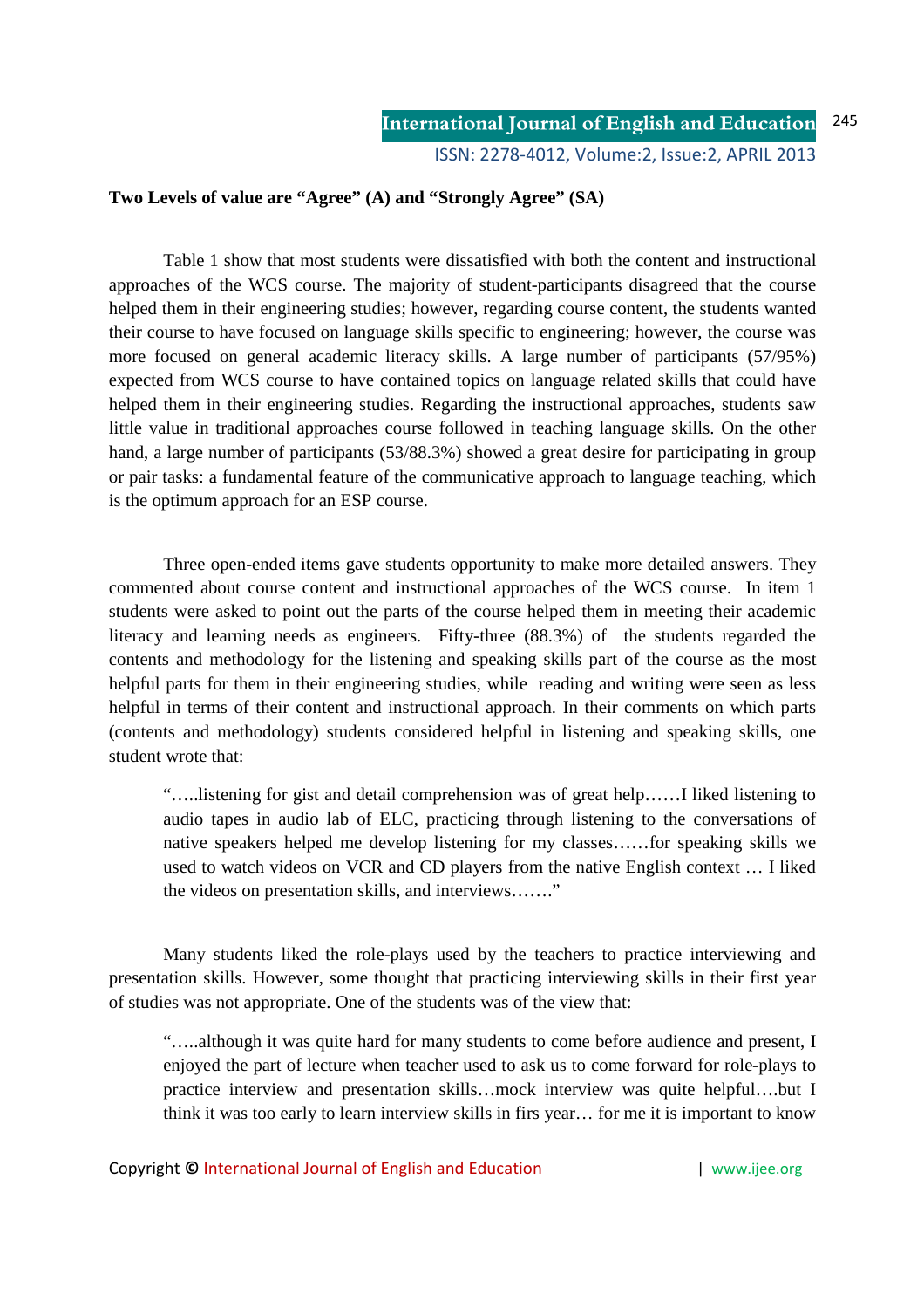**Two Levels of value are "Agree" (A) and "Strongly Agree" (SA)**

Table 1 show that most students were dissatisfied with both the content and instructional approaches of the WCS course. The majority of student-participants disagreed that the course helped them in their engineering studies; however, regarding course content, the students wanted their course to have focused on language skills specific to engineering; however, the course was more focused on general academic literacy skills. A large number of participants (57/95%) expected from WCS course to have contained topics on language related skills that could have helped them in their engineering studies. Regarding the instructional approaches, students saw little value in traditional approaches course followed in teaching language skills. On the other hand, a large number of participants (53/88.3%) showed a great desire for participating in group or pair tasks: a fundamental feature of the communicative approach to language teaching, which is the optimum approach for an ESP course.

Three open-ended items gave students opportunity to make more detailed answers. They commented about course content and instructional approaches of the WCS course. In item 1 students were asked to point out the parts of the course helped them in meeting their academic literacy and learning needs as engineers. Fifty-three (88.3%) of the students regarded the contents and methodology for the listening and speaking skills part of the course as the most helpful parts for them in their engineering studies, while reading and writing were seen as less helpful in terms of their content and instructional approach. In their comments on which parts (contents and methodology) students considered helpful in listening and speaking skills, one student wrote that:

> "…..listening for gist and detail comprehension was of great help……I liked listening to audio tapes in audio lab of ELC, practicing through listening to the conversations of native speakers helped me develop listening for my classes……for speaking skills we used to watch videos on VCR and CD players from the native English context … I liked the videos on presentation skills, and interviews……."

Many students liked the role-plays used by the teachers to practice interviewing and presentation skills. However, some thought that practicing interviewing skills in their first year of studies was not appropriate. One of the students was of the view that:

> "…..although it was quite hard for many students to come before audience and present, I enjoyed the part of lecture when teacher used to ask us to come forward for role-plays to practice interview and presentation skills…mock interview was quite helpful….but I think it was too early to learn interview skills in firs year… for me it is important to know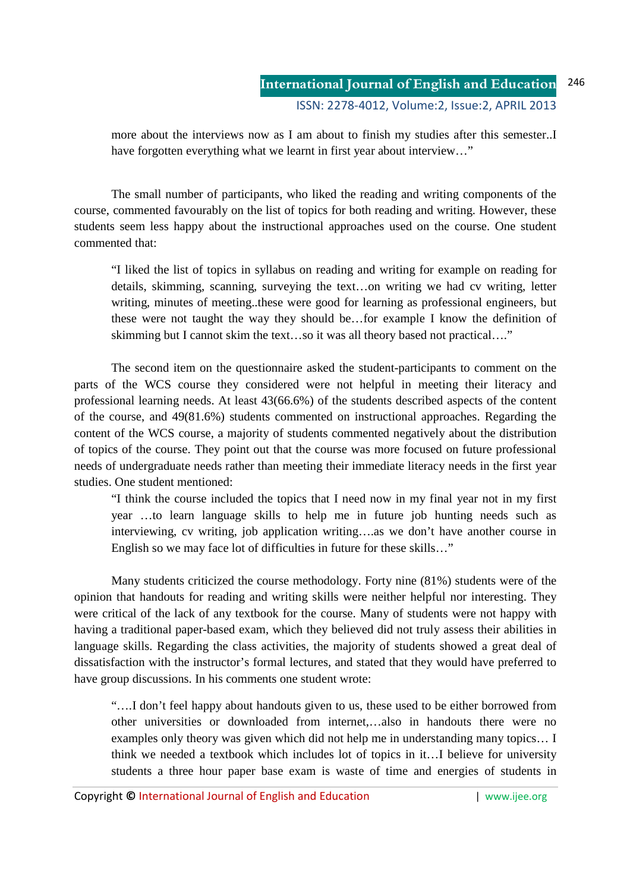> more about the interviews now as I am about to finish my studies after this semester..I have forgotten everything what we learnt in first year about interview…"

The small number of participants, who liked the reading and writing components of the course, commented favourably on the list of topics for both reading and writing. However, these students seem less happy about the instructional approaches used on the course. One student commented that:

> "I liked the list of topics in syllabus on reading and writing for example on reading for details, skimming, scanning, surveying the text…on writing we had cv writing, letter writing, minutes of meeting..these were good for learning as professional engineers, but these were not taught the way they should be…for example I know the definition of skimming but I cannot skim the text…so it was all theory based not practical…."

The second item on the questionnaire asked the student-participants to comment on the parts of the WCS course they considered were not helpful in meeting their literacy and professional learning needs. At least 43(66.6%) of the students described aspects of the content of the course, and 49(81.6%) students commented on instructional approaches. Regarding the content of the WCS course, a majority of students commented negatively about the distribution of topics of the course. They point out that the course was more focused on future professional needs of undergraduate needs rather than meeting their immediate literacy needs in the first year studies. One student mentioned:

> "I think the course included the topics that I need now in my final year not in my first year …to learn language skills to help me in future job hunting needs such as interviewing, cv writing, job application writing….as we don't have another course in English so we may face lot of difficulties in future for these skills…"

Many students criticized the course methodology. Forty nine (81%) students were of the opinion that handouts for reading and writing skills were neither helpful nor interesting. They were critical of the lack of any textbook for the course. Many of students were not happy with having a traditional paper-based exam, which they believed did not truly assess their abilities in language skills. Regarding the class activities, the majority of students showed a great deal of dissatisfaction with the instructor's formal lectures, and stated that they would have preferred to have group discussions. In his comments one student wrote:

> "….I don't feel happy about handouts given to us, these used to be either borrowed from other universities or downloaded from internet,…also in handouts there were no examples only theory was given which did not help me in understanding many topics… I think we needed a textbook which includes lot of topics in it…I believe for university students a three hour paper base exam is waste of time and energies of students in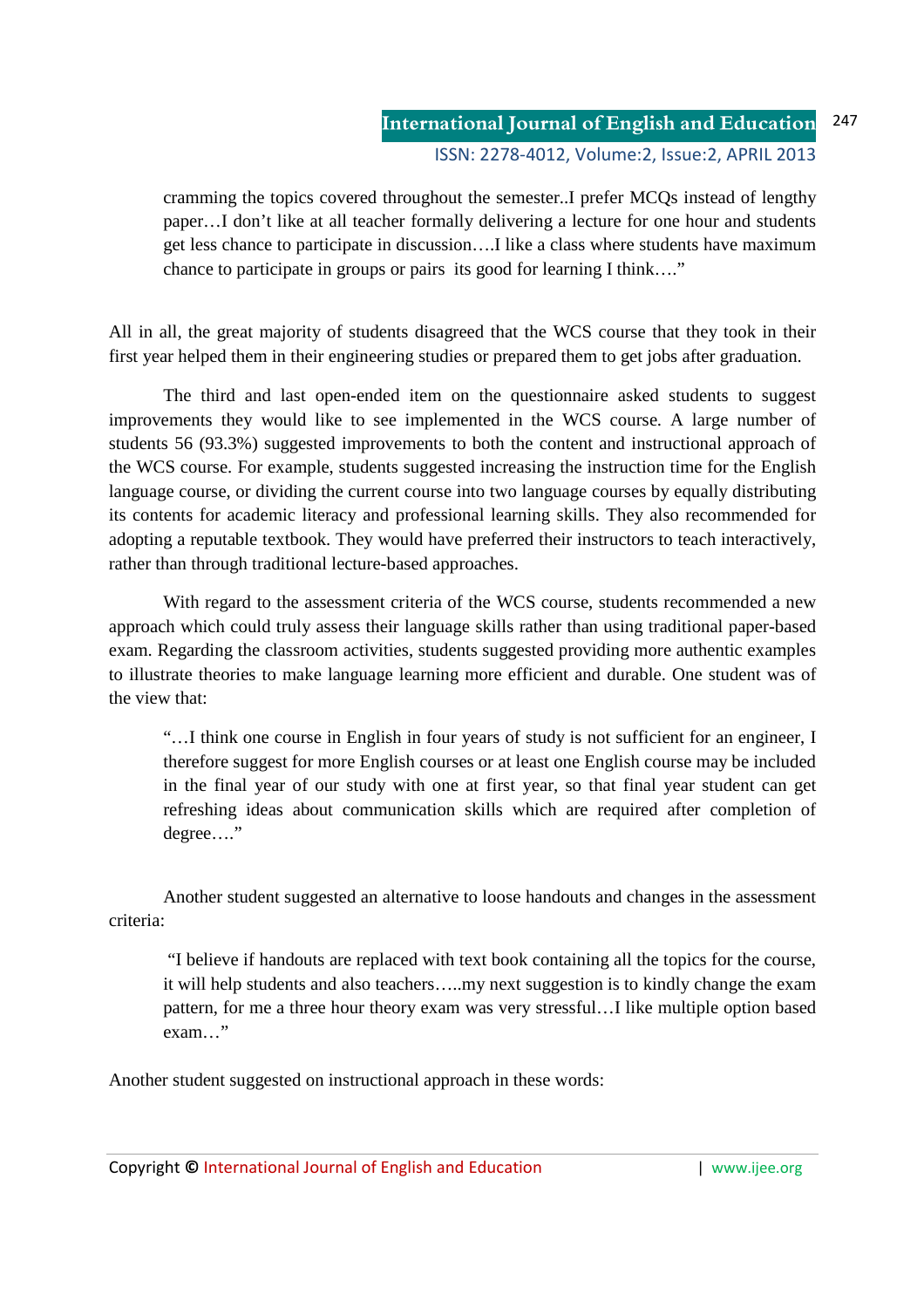> cramming the topics covered throughout the semester..I prefer MCQs instead of lengthy paper…I don't like at all teacher formally delivering a lecture for one hour and students get less chance to participate in discussion….I like a class where students have maximum chance to participate in groups or pairs its good for learning I think…."

All in all, the great majority of students disagreed that the WCS course that they took in their first year helped them in their engineering studies or prepared them to get jobs after graduation.

The third and last open-ended item on the questionnaire asked students to suggest improvements they would like to see implemented in the WCS course. A large number of students 56 (93.3%) suggested improvements to both the content and instructional approach of the WCS course. For example, students suggested increasing the instruction time for the English language course, or dividing the current course into two language courses by equally distributing its contents for academic literacy and professional learning skills. They also recommended for adopting a reputable textbook. They would have preferred their instructors to teach interactively, rather than through traditional lecture-based approaches.

With regard to the assessment criteria of the WCS course, students recommended a new approach which could truly assess their language skills rather than using traditional paper-based exam. Regarding the classroom activities, students suggested providing more authentic examples to illustrate theories to make language learning more efficient and durable. One student was of the view that:

> "…I think one course in English in four years of study is not sufficient for an engineer, I therefore suggest for more English courses or at least one English course may be included in the final year of our study with one at first year, so that final year student can get refreshing ideas about communication skills which are required after completion of degree…."

Another student suggested an alternative to loose handouts and changes in the assessment criteria:

> "I believe if handouts are replaced with text book containing all the topics for the course, it will help students and also teachers…..my next suggestion is to kindly change the exam pattern, for me a three hour theory exam was very stressful…I like multiple option based exam…"

Another student suggested on instructional approach in these words: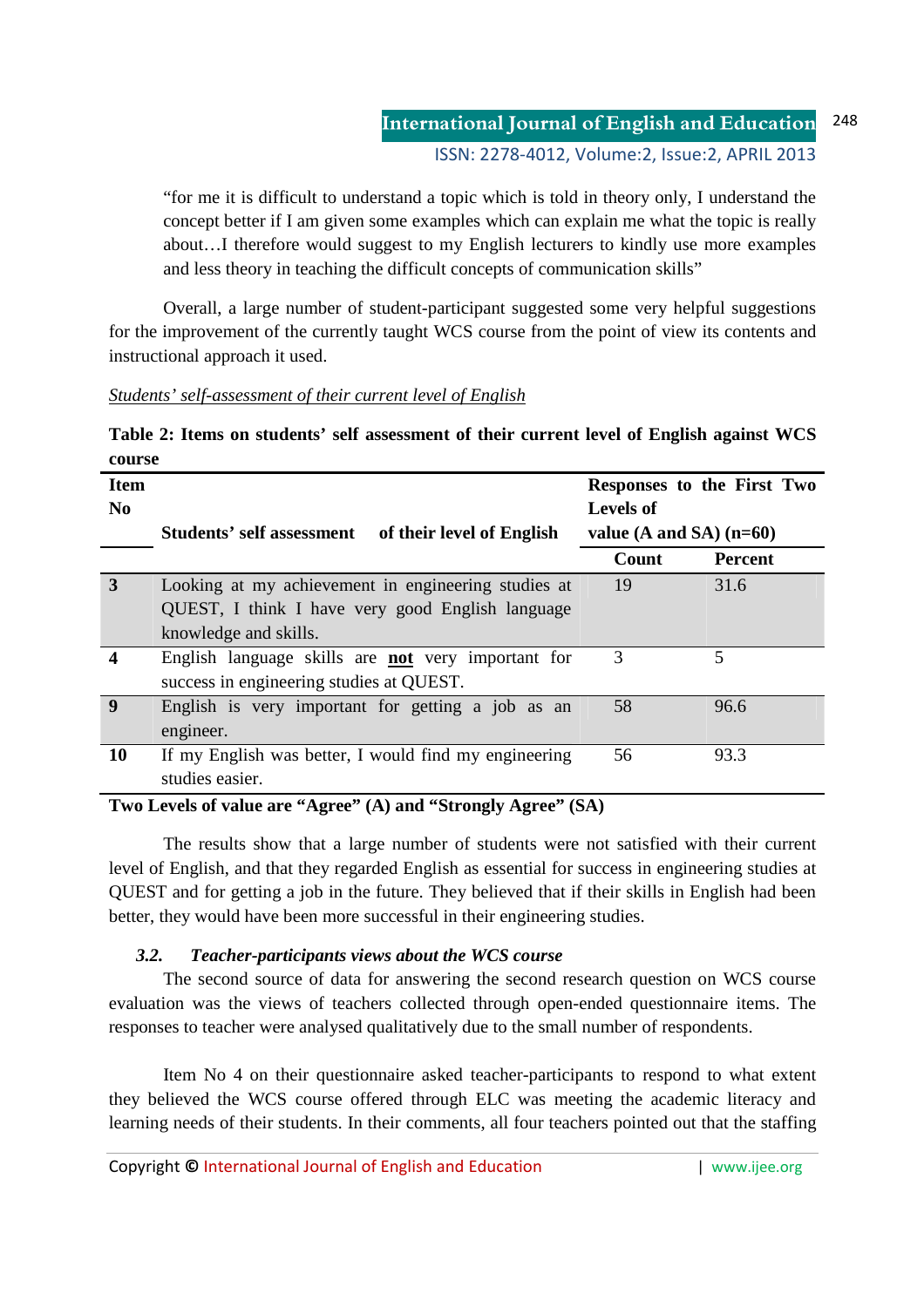"for me it is difficult to understand a topic which is told in theory only, I understand the concept better if I am given some examples which can explain me what the topic is really about…I therefore would suggest to my English lecturers to kindly use more examples and less theory in teaching the difficult concepts of communication skills"

Overall, a large number of student-participant suggested some very helpful suggestions for the improvement of the currently taught WCS course from the point of view its contents and instructional approach it used.

_Students' self-assessment of their current level of English_

**Table 2: Items on students' self assessment of their current level of English against WCS course**

| Item No | Students' self assessment of their level of English | Responses to the First Two Levels of value (A and SA) (n=60) | |
|---|---|---|---|
| | | Count | Percent |
| **3** | Looking at my achievement in engineering studies at QUEST, I think I have very good English language knowledge and skills. | 19 | 31.6 |
| **4** | English language skills are **not** very important for success in engineering studies at QUEST. | 3 | 5 |
| **9** | English is very important for getting a job as an engineer. | 58 | 96.6 |
| **10** | If my English was better, I would find my engineering studies easier. | 56 | 93.3 |

**Two Levels of value are "Agree" (A) and "Strongly Agree" (SA)**

The results show that a large number of students were not satisfied with their current level of English, and that they regarded English as essential for success in engineering studies at QUEST and for getting a job in the future. They believed that if their skills in English had been better, they would have been more successful in their engineering studies.

### *3.2. Teacher-participants views about the WCS course*

The second source of data for answering the second research question on WCS course evaluation was the views of teachers collected through open-ended questionnaire items. The responses to teacher were analysed qualitatively due to the small number of respondents.

Item No 4 on their questionnaire asked teacher-participants to respond to what extent they believed the WCS course offered through ELC was meeting the academic literacy and learning needs of their students. In their comments, all four teachers pointed out that the staffing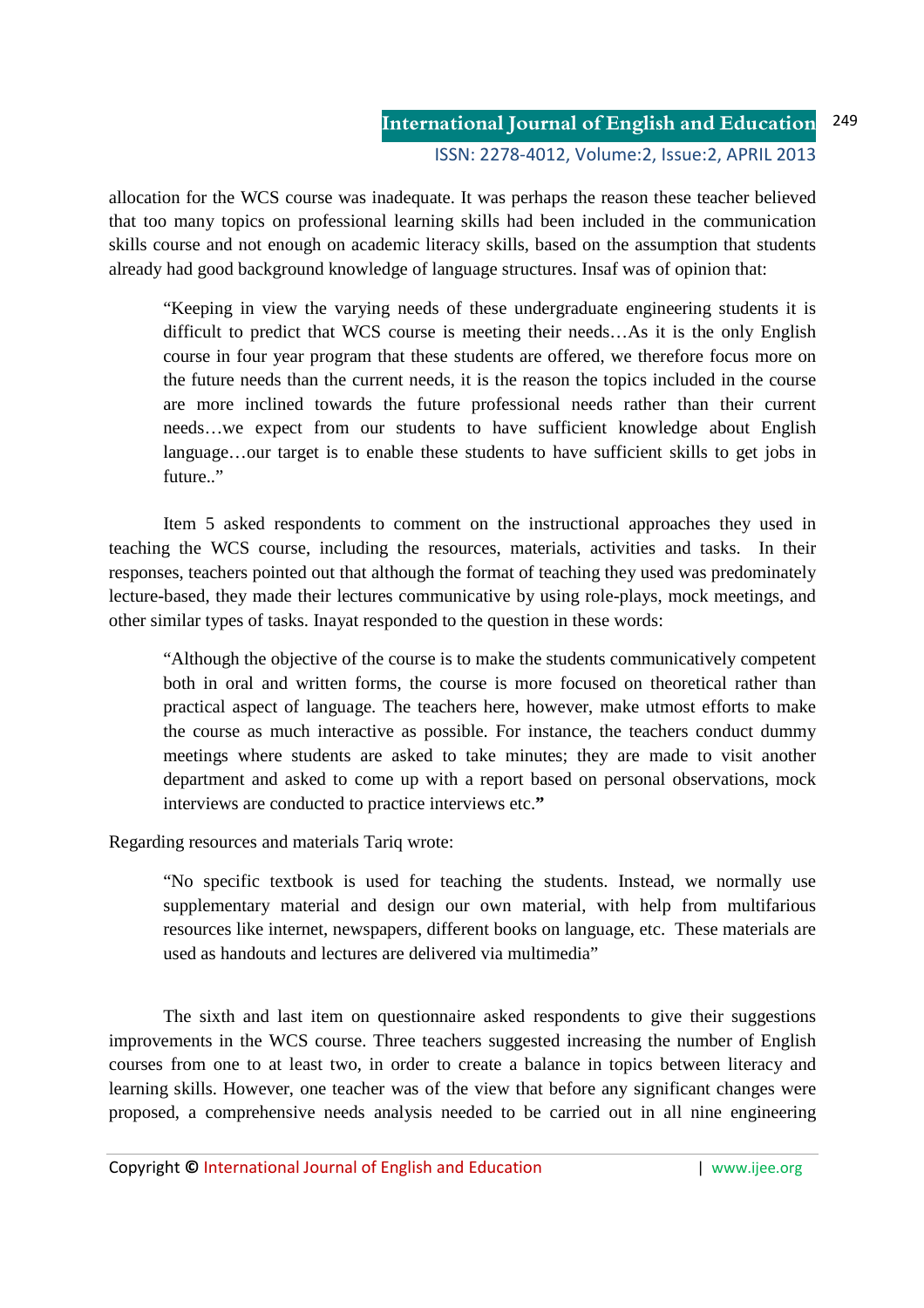allocation for the WCS course was inadequate. It was perhaps the reason these teacher believed that too many topics on professional learning skills had been included in the communication skills course and not enough on academic literacy skills, based on the assumption that students already had good background knowledge of language structures. Insaf was of opinion that:

> "Keeping in view the varying needs of these undergraduate engineering students it is difficult to predict that WCS course is meeting their needs…As it is the only English course in four year program that these students are offered, we therefore focus more on the future needs than the current needs, it is the reason the topics included in the course are more inclined towards the future professional needs rather than their current needs…we expect from our students to have sufficient knowledge about English language…our target is to enable these students to have sufficient skills to get jobs in future.."

Item 5 asked respondents to comment on the instructional approaches they used in teaching the WCS course, including the resources, materials, activities and tasks. In their responses, teachers pointed out that although the format of teaching they used was predominately lecture-based, they made their lectures communicative by using role-plays, mock meetings, and other similar types of tasks. Inayat responded to the question in these words:

> "Although the objective of the course is to make the students communicatively competent both in oral and written forms, the course is more focused on theoretical rather than practical aspect of language. The teachers here, however, make utmost efforts to make the course as much interactive as possible. For instance, the teachers conduct dummy meetings where students are asked to take minutes; they are made to visit another department and asked to come up with a report based on personal observations, mock interviews are conducted to practice interviews etc.**"**

Regarding resources and materials Tariq wrote:

> "No specific textbook is used for teaching the students. Instead, we normally use supplementary material and design our own material, with help from multifarious resources like internet, newspapers, different books on language, etc. These materials are used as handouts and lectures are delivered via multimedia"

The sixth and last item on questionnaire asked respondents to give their suggestions improvements in the WCS course. Three teachers suggested increasing the number of English courses from one to at least two, in order to create a balance in topics between literacy and learning skills. However, one teacher was of the view that before any significant changes were proposed, a comprehensive needs analysis needed to be carried out in all nine engineering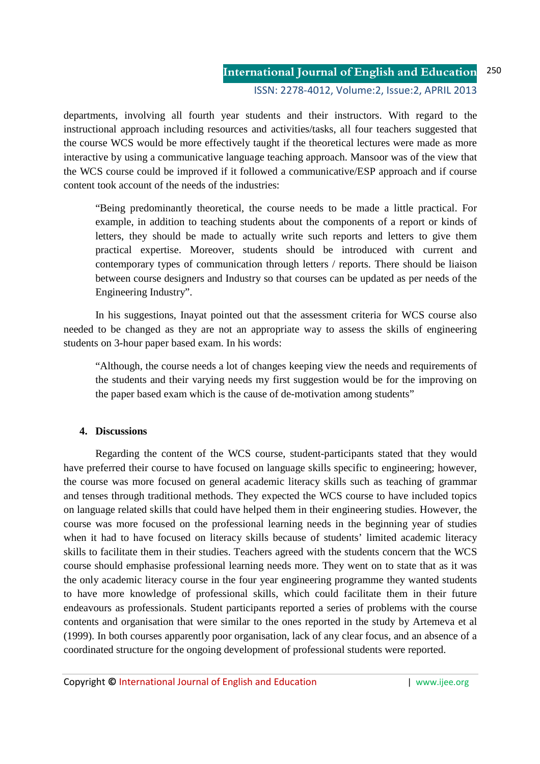departments, involving all fourth year students and their instructors. With regard to the instructional approach including resources and activities/tasks, all four teachers suggested that the course WCS would be more effectively taught if the theoretical lectures were made as more interactive by using a communicative language teaching approach. Mansoor was of the view that the WCS course could be improved if it followed a communicative/ESP approach and if course content took account of the needs of the industries:

> "Being predominantly theoretical, the course needs to be made a little practical. For example, in addition to teaching students about the components of a report or kinds of letters, they should be made to actually write such reports and letters to give them practical expertise. Moreover, students should be introduced with current and contemporary types of communication through letters / reports. There should be liaison between course designers and Industry so that courses can be updated as per needs of the Engineering Industry".

In his suggestions, Inayat pointed out that the assessment criteria for WCS course also needed to be changed as they are not an appropriate way to assess the skills of engineering students on 3-hour paper based exam. In his words:

> "Although, the course needs a lot of changes keeping view the needs and requirements of the students and their varying needs my first suggestion would be for the improving on the paper based exam which is the cause of de-motivation among students"

## 4. Discussions

Regarding the content of the WCS course, student-participants stated that they would have preferred their course to have focused on language skills specific to engineering; however, the course was more focused on general academic literacy skills such as teaching of grammar and tenses through traditional methods. They expected the WCS course to have included topics on language related skills that could have helped them in their engineering studies. However, the course was more focused on the professional learning needs in the beginning year of studies when it had to have focused on literacy skills because of students' limited academic literacy skills to facilitate them in their studies. Teachers agreed with the students concern that the WCS course should emphasise professional learning needs more. They went on to state that as it was the only academic literacy course in the four year engineering programme they wanted students to have more knowledge of professional skills, which could facilitate them in their future endeavours as professionals. Student participants reported a series of problems with the course contents and organisation that were similar to the ones reported in the study by Artemeva et al (1999). In both courses apparently poor organisation, lack of any clear focus, and an absence of a coordinated structure for the ongoing development of professional students were reported.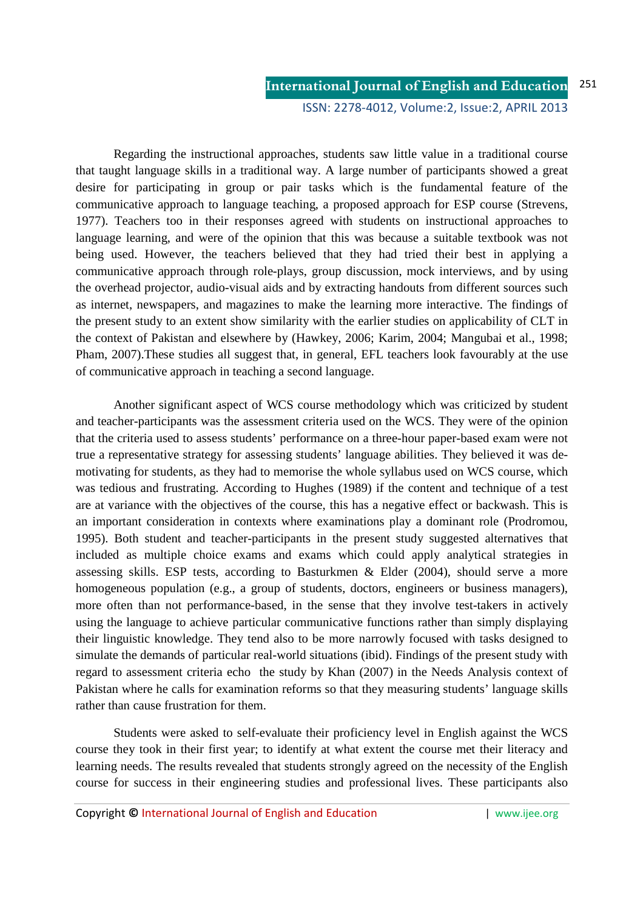Regarding the instructional approaches, students saw little value in a traditional course that taught language skills in a traditional way. A large number of participants showed a great desire for participating in group or pair tasks which is the fundamental feature of the communicative approach to language teaching, a proposed approach for ESP course (Strevens, 1977). Teachers too in their responses agreed with students on instructional approaches to language learning, and were of the opinion that this was because a suitable textbook was not being used. However, the teachers believed that they had tried their best in applying a communicative approach through role-plays, group discussion, mock interviews, and by using the overhead projector, audio-visual aids and by extracting handouts from different sources such as internet, newspapers, and magazines to make the learning more interactive. The findings of the present study to an extent show similarity with the earlier studies on applicability of CLT in the context of Pakistan and elsewhere by (Hawkey, 2006; Karim, 2004; Mangubai et al., 1998; Pham, 2007).These studies all suggest that, in general, EFL teachers look favourably at the use of communicative approach in teaching a second language.

Another significant aspect of WCS course methodology which was criticized by student and teacher-participants was the assessment criteria used on the WCS. They were of the opinion that the criteria used to assess students' performance on a three-hour paper-based exam were not true a representative strategy for assessing students' language abilities. They believed it was de-motivating for students, as they had to memorise the whole syllabus used on WCS course, which was tedious and frustrating. According to Hughes (1989) if the content and technique of a test are at variance with the objectives of the course, this has a negative effect or backwash. This is an important consideration in contexts where examinations play a dominant role (Prodromou, 1995). Both student and teacher-participants in the present study suggested alternatives that included as multiple choice exams and exams which could apply analytical strategies in assessing skills. ESP tests, according to Basturkmen & Elder (2004), should serve a more homogeneous population (e.g., a group of students, doctors, engineers or business managers), more often than not performance-based, in the sense that they involve test-takers in actively using the language to achieve particular communicative functions rather than simply displaying their linguistic knowledge. They tend also to be more narrowly focused with tasks designed to simulate the demands of particular real-world situations (ibid). Findings of the present study with regard to assessment criteria echo the study by Khan (2007) in the Needs Analysis context of Pakistan where he calls for examination reforms so that they measuring students' language skills rather than cause frustration for them.

Students were asked to self-evaluate their proficiency level in English against the WCS course they took in their first year; to identify at what extent the course met their literacy and learning needs. The results revealed that students strongly agreed on the necessity of the English course for success in their engineering studies and professional lives. These participants also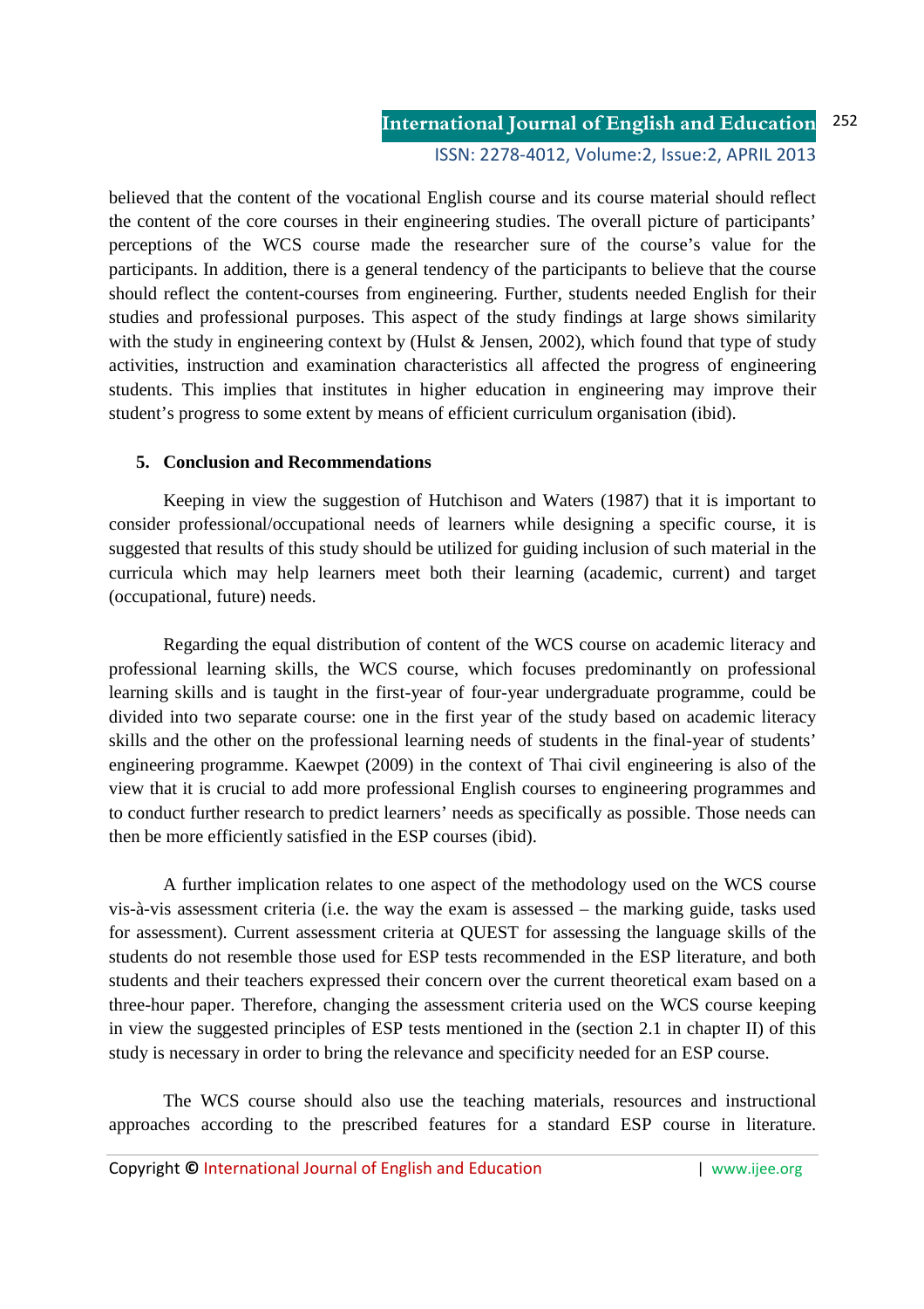believed that the content of the vocational English course and its course material should reflect the content of the core courses in their engineering studies. The overall picture of participants' perceptions of the WCS course made the researcher sure of the course's value for the participants. In addition, there is a general tendency of the participants to believe that the course should reflect the content-courses from engineering. Further, students needed English for their studies and professional purposes. This aspect of the study findings at large shows similarity with the study in engineering context by (Hulst & Jensen, 2002), which found that type of study activities, instruction and examination characteristics all affected the progress of engineering students. This implies that institutes in higher education in engineering may improve their student's progress to some extent by means of efficient curriculum organisation (ibid).

## 5. Conclusion and Recommendations

Keeping in view the suggestion of Hutchison and Waters (1987) that it is important to consider professional/occupational needs of learners while designing a specific course, it is suggested that results of this study should be utilized for guiding inclusion of such material in the curricula which may help learners meet both their learning (academic, current) and target (occupational, future) needs.

Regarding the equal distribution of content of the WCS course on academic literacy and professional learning skills, the WCS course, which focuses predominantly on professional learning skills and is taught in the first-year of four-year undergraduate programme, could be divided into two separate course: one in the first year of the study based on academic literacy skills and the other on the professional learning needs of students in the final-year of students' engineering programme. Kaewpet (2009) in the context of Thai civil engineering is also of the view that it is crucial to add more professional English courses to engineering programmes and to conduct further research to predict learners' needs as specifically as possible. Those needs can then be more efficiently satisfied in the ESP courses (ibid).

A further implication relates to one aspect of the methodology used on the WCS course vis-à-vis assessment criteria (i.e. the way the exam is assessed – the marking guide, tasks used for assessment). Current assessment criteria at QUEST for assessing the language skills of the students do not resemble those used for ESP tests recommended in the ESP literature, and both students and their teachers expressed their concern over the current theoretical exam based on a three-hour paper. Therefore, changing the assessment criteria used on the WCS course keeping in view the suggested principles of ESP tests mentioned in the (section 2.1 in chapter II) of this study is necessary in order to bring the relevance and specificity needed for an ESP course.

The WCS course should also use the teaching materials, resources and instructional approaches according to the prescribed features for a standard ESP course in literature.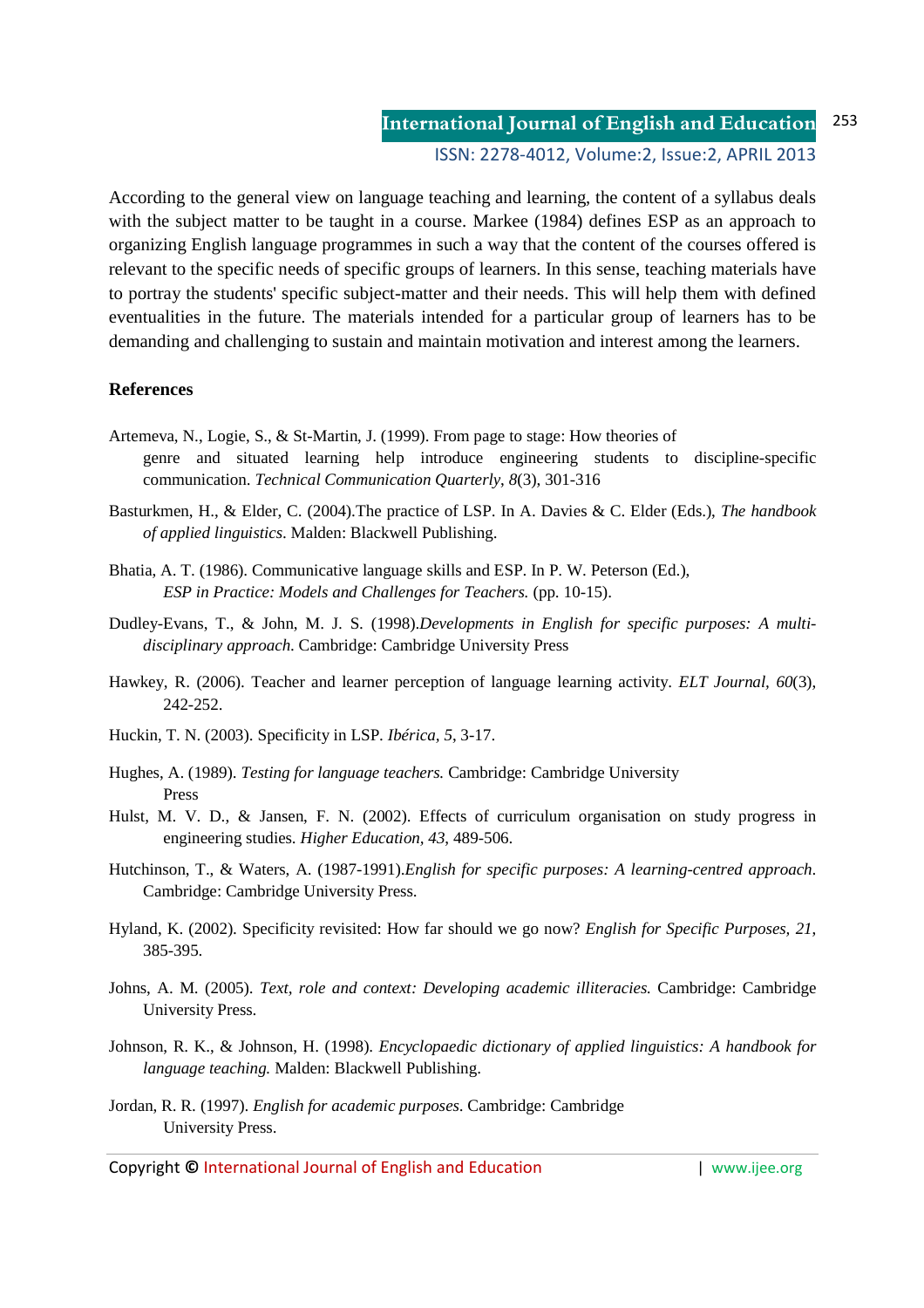According to the general view on language teaching and learning, the content of a syllabus deals with the subject matter to be taught in a course. Markee (1984) defines ESP as an approach to organizing English language programmes in such a way that the content of the courses offered is relevant to the specific needs of specific groups of learners. In this sense, teaching materials have to portray the students' specific subject-matter and their needs. This will help them with defined eventualities in the future. The materials intended for a particular group of learners has to be demanding and challenging to sustain and maintain motivation and interest among the learners.

**References**

Artemeva, N., Logie, S., & St-Martin, J. (1999). From page to stage: How theories of genre and situated learning help introduce engineering students to discipline-specific communication. *Technical Communication Quarterly*, *8*(3), 301-316

Basturkmen, H., & Elder, C. (2004).The practice of LSP. In A. Davies & C. Elder (Eds.), *The handbook of applied linguistics*. Malden: Blackwell Publishing.

Bhatia, A. T. (1986). Communicative language skills and ESP. In P. W. Peterson (Ed.), *ESP in Practice: Models and Challenges for Teachers.* (pp. 10-15).

Dudley-Evans, T., & John, M. J. S. (1998).*Developments in English for specific purposes: A multi-disciplinary approach.* Cambridge: Cambridge University Press

Hawkey, R. (2006). Teacher and learner perception of language learning activity. *ELT Journal, 60*(3), 242-252.

Huckin, T. N. (2003). Specificity in LSP. *Ibérica*, *5*, 3-17.

Hughes, A. (1989). *Testing for language teachers.* Cambridge: Cambridge University Press

Hulst, M. V. D., & Jansen, F. N. (2002). Effects of curriculum organisation on study progress in engineering studies. *Higher Education, 43*, 489-506.

Hutchinson, T., & Waters, A. (1987-1991).*English for specific purposes: A learning-centred approach*. Cambridge: Cambridge University Press.

Hyland, K. (2002). Specificity revisited: How far should we go now? *English for Specific Purposes, 21*, 385-395.

Johns, A. M. (2005). *Text, role and context: Developing academic illiteracies.* Cambridge: Cambridge University Press.

Johnson, R. K., & Johnson, H. (1998). *Encyclopaedic dictionary of applied linguistics: A handbook for language teaching.* Malden: Blackwell Publishing.

Jordan, R. R. (1997). *English for academic purposes*. Cambridge: Cambridge University Press.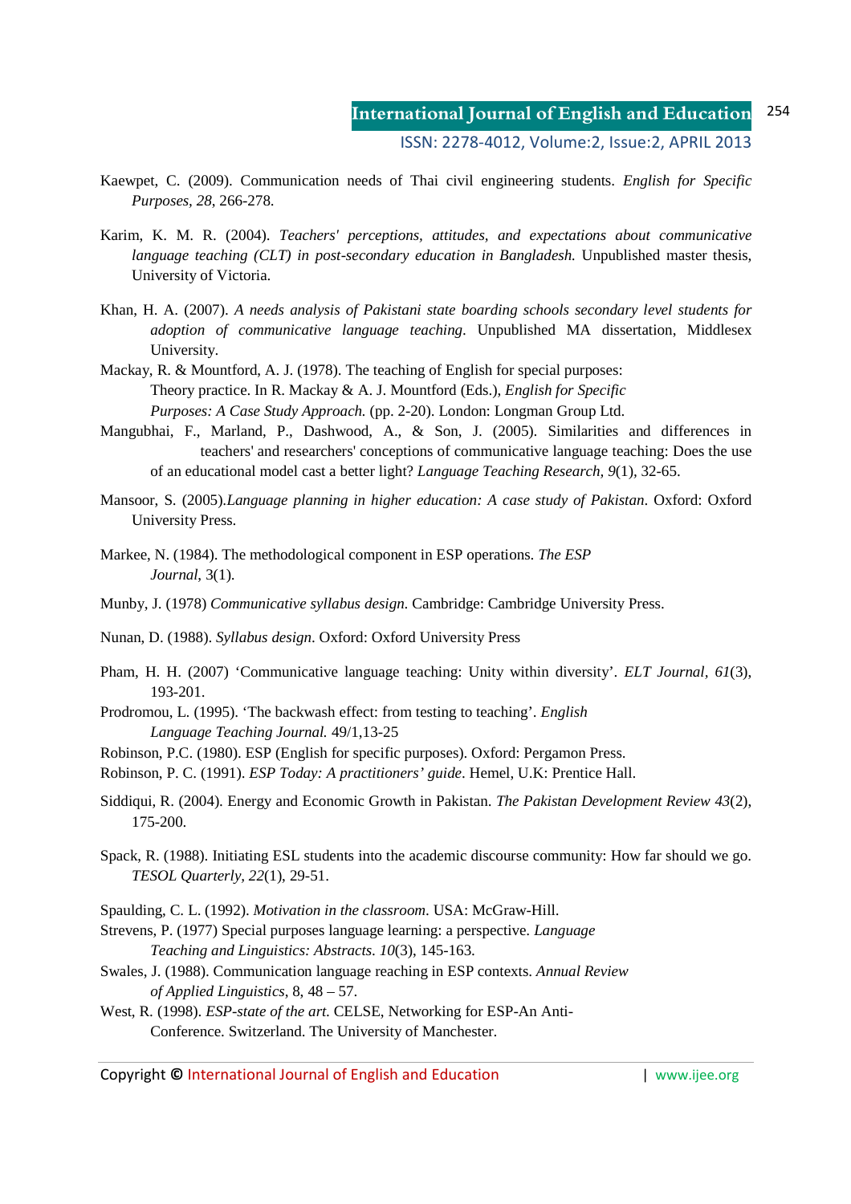Kaewpet, C. (2009). Communication needs of Thai civil engineering students. *English for Specific Purposes, 28*, 266-278.

Karim, K. M. R. (2004). *Teachers' perceptions, attitudes, and expectations about communicative language teaching (CLT) in post-secondary education in Bangladesh.* Unpublished master thesis, University of Victoria.

Khan, H. A. (2007). *A needs analysis of Pakistani state boarding schools secondary level students for adoption of communicative language teaching*. Unpublished MA dissertation, Middlesex University.

Mackay, R. & Mountford, A. J. (1978). The teaching of English for special purposes: Theory practice. In R. Mackay & A. J. Mountford (Eds.), *English for Specific Purposes: A Case Study Approach.* (pp. 2-20). London: Longman Group Ltd.

Mangubhai, F., Marland, P., Dashwood, A., & Son, J. (2005). Similarities and differences in teachers' and researchers' conceptions of communicative language teaching: Does the use of an educational model cast a better light? *Language Teaching Research, 9*(1), 32-65.

Mansoor, S. (2005).*Language planning in higher education: A case study of Pakistan*. Oxford: Oxford University Press.

Markee, N. (1984). The methodological component in ESP operations. *The ESP Journal*, 3(1).

Munby, J. (1978) *Communicative syllabus design.* Cambridge: Cambridge University Press.

Nunan, D. (1988). *Syllabus design*. Oxford: Oxford University Press

Pham, H. H. (2007) 'Communicative language teaching: Unity within diversity'. *ELT Journal, 61*(3), 193-201.

Prodromou, L. (1995). 'The backwash effect: from testing to teaching'. *English Language Teaching Journal.* 49/1,13-25

Robinson, P.C. (1980). ESP (English for specific purposes). Oxford: Pergamon Press.

Robinson, P. C. (1991). *ESP Today: A practitioners' guide*. Hemel, U.K: Prentice Hall.

Siddiqui, R. (2004). Energy and Economic Growth in Pakistan. *The Pakistan Development Review 43*(2), 175-200.

Spack, R. (1988). Initiating ESL students into the academic discourse community: How far should we go. *TESOL Quarterly, 22*(1), 29-51.

Spaulding, C. L. (1992). *Motivation in the classroom.* USA: McGraw-Hill.

Strevens, P. (1977) Special purposes language learning: a perspective. *Language Teaching and Linguistics: Abstracts. 10*(3), 145-163.

Swales, J. (1988). Communication language reaching in ESP contexts. *Annual Review of Applied Linguistics*, 8, 48 – 57.

West, R. (1998). *ESP-state of the art.* CELSE, Networking for ESP-An Anti-Conference. Switzerland. The University of Manchester.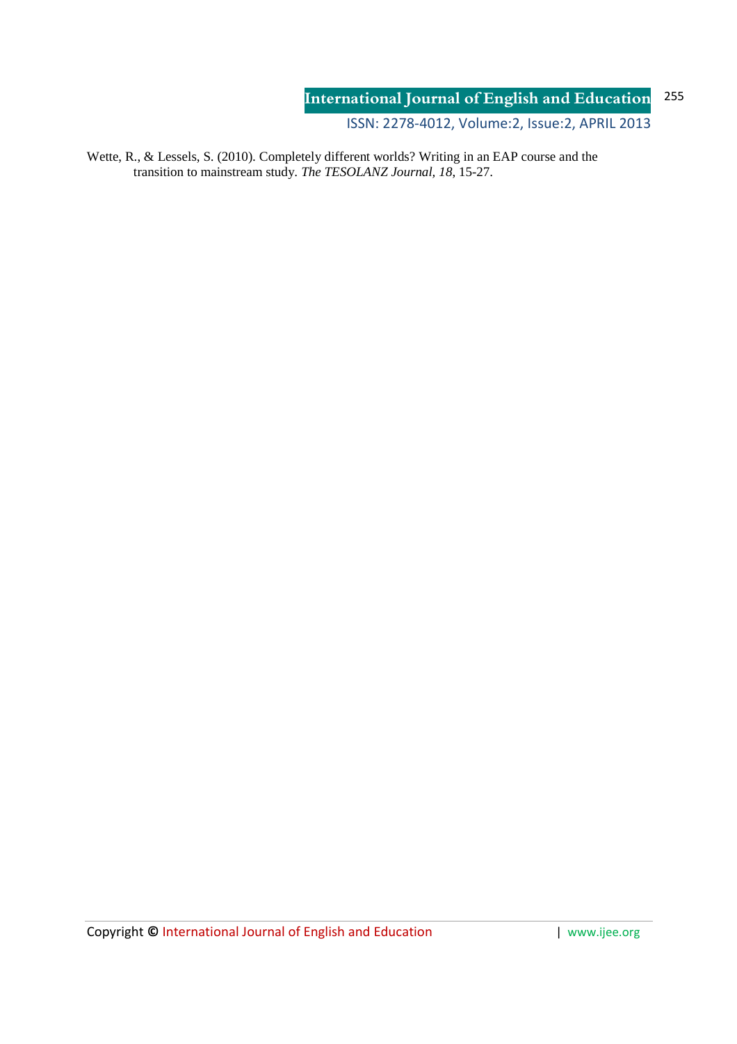Wette, R., & Lessels, S. (2010). Completely different worlds? Writing in an EAP course and the transition to mainstream study. *The TESOLANZ Journal, 18*, 15-27.